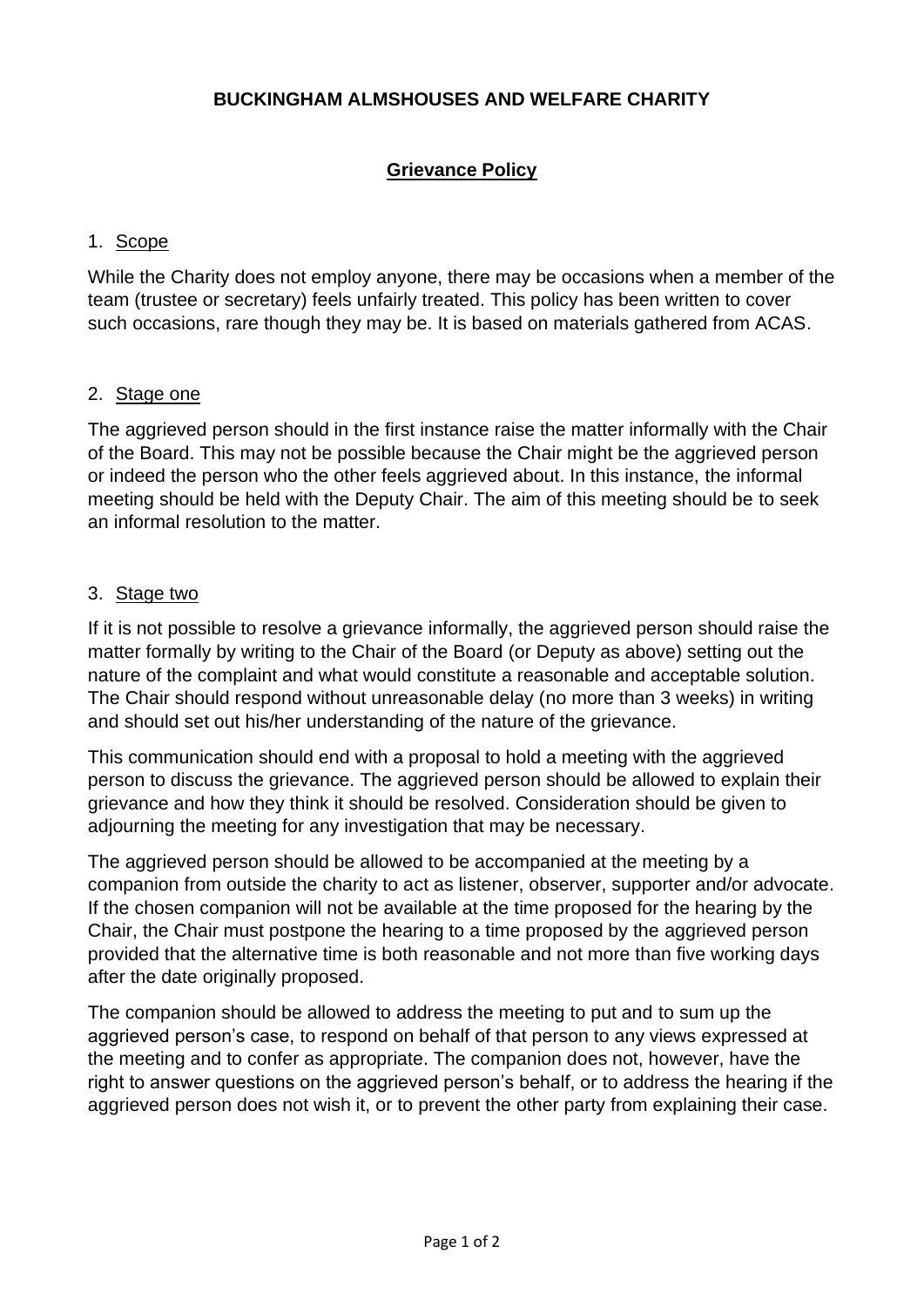# BUCKINGHAM ALMSHOUSES AND WELFARE CHARITY

## Grievance Policy

### 1. Scope

While the Charity does not employ anyone, there may be occasions when a member of the team (trustee or secretary) feels unfairly treated. This policy has been written to cover such occasions, rare though they may be. It is based on materials gathered from ACAS.

### 2. Stage one

The aggrieved person should in the first instance raise the matter informally with the Chair of the Board. This may not be possible because the Chair might be the aggrieved person or indeed the person who the other feels aggrieved about. In this instance, the informal meeting should be held with the Deputy Chair. The aim of this meeting should be to seek an informal resolution to the matter.

### 3. Stage two

If it is not possible to resolve a grievance informally, the aggrieved person should raise the matter formally by writing to the Chair of the Board (or Deputy as above) setting out the nature of the complaint and what would constitute a reasonable and acceptable solution. The Chair should respond without unreasonable delay (no more than 3 weeks) in writing and should set out his/her understanding of the nature of the grievance.

This communication should end with a proposal to hold a meeting with the aggrieved person to discuss the grievance. The aggrieved person should be allowed to explain their grievance and how they think it should be resolved. Consideration should be given to adjourning the meeting for any investigation that may be necessary.

The aggrieved person should be allowed to be accompanied at the meeting by a companion from outside the charity to act as listener, observer, supporter and/or advocate. If the chosen companion will not be available at the time proposed for the hearing by the Chair, the Chair must postpone the hearing to a time proposed by the aggrieved person provided that the alternative time is both reasonable and not more than five working days after the date originally proposed.

The companion should be allowed to address the meeting to put and to sum up the aggrieved person's case, to respond on behalf of that person to any views expressed at the meeting and to confer as appropriate. The companion does not, however, have the right to answer questions on the aggrieved person's behalf, or to address the hearing if the aggrieved person does not wish it, or to prevent the other party from explaining their case.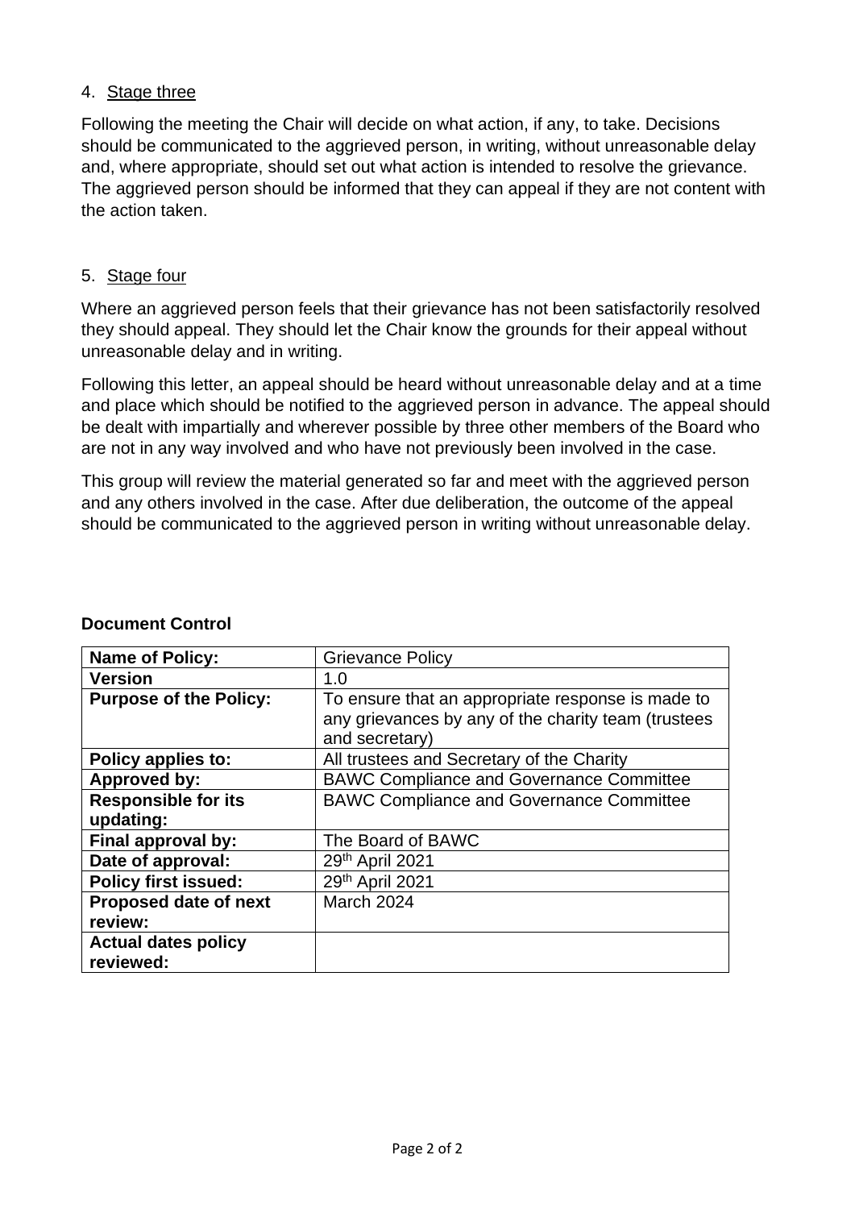4. Stage three

Following the meeting the Chair will decide on what action, if any, to take. Decisions should be communicated to the aggrieved person, in writing, without unreasonable delay and, where appropriate, should set out what action is intended to resolve the grievance. The aggrieved person should be informed that they can appeal if they are not content with the action taken.

5. Stage four

Where an aggrieved person feels that their grievance has not been satisfactorily resolved they should appeal. They should let the Chair know the grounds for their appeal without unreasonable delay and in writing.

Following this letter, an appeal should be heard without unreasonable delay and at a time and place which should be notified to the aggrieved person in advance. The appeal should be dealt with impartially and wherever possible by three other members of the Board who are not in any way involved and who have not previously been involved in the case.

This group will review the material generated so far and meet with the aggrieved person and any others involved in the case. After due deliberation, the outcome of the appeal should be communicated to the aggrieved person in writing without unreasonable delay.

**Document Control**

| | |
|---|---|
| **Name of Policy:** | Grievance Policy |
| **Version** | 1.0 |
| **Purpose of the Policy:** | To ensure that an appropriate response is made to any grievances by any of the charity team (trustees and secretary) |
| **Policy applies to:** | All trustees and Secretary of the Charity |
| **Approved by:** | BAWC Compliance and Governance Committee |
| **Responsible for its updating:** | BAWC Compliance and Governance Committee |
| **Final approval by:** | The Board of BAWC |
| **Date of approval:** | 29th April 2021 |
| **Policy first issued:** | 29th April 2021 |
| **Proposed date of next review:** | March 2024 |
| **Actual dates policy reviewed:** | |